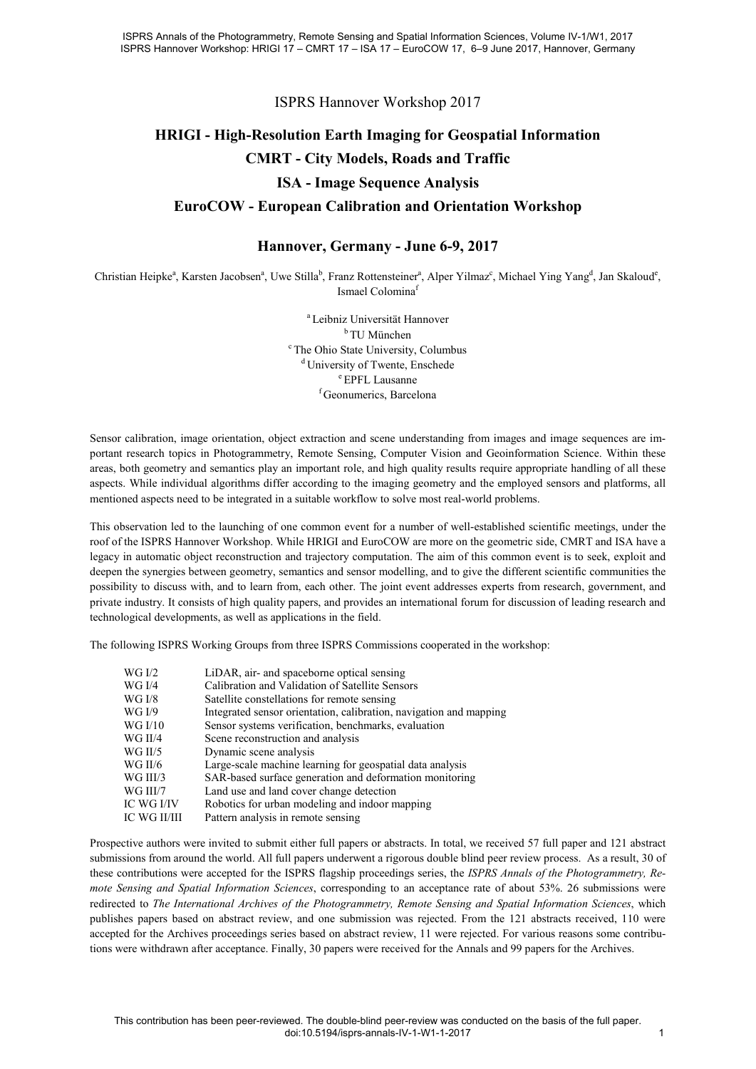# ISPRS Hannover Workshop 2017

## HRIGI - High-Resolution Earth Imaging for Geospatial Information
## CMRT - City Models, Roads and Traffic
## ISA - Image Sequence Analysis
## EuroCOW - European Calibration and Orientation Workshop

## Hannover, Germany - June 6-9, 2017

Christian Heipke[a], Karsten Jacobsen[a], Uwe Stilla[b], Franz Rottensteiner[a], Alper Yilmaz[c], Michael Ying Yang[d], Jan Skaloud[e], Ismael Colomina[f]

[a] Leibniz Universität Hannover
[b] TU München
[c] The Ohio State University, Columbus
[d] University of Twente, Enschede
[e] EPFL Lausanne
[f] Geonumerics, Barcelona

Sensor calibration, image orientation, object extraction and scene understanding from images and image sequences are important research topics in Photogrammetry, Remote Sensing, Computer Vision and Geoinformation Science. Within these areas, both geometry and semantics play an important role, and high quality results require appropriate handling of all these aspects. While individual algorithms differ according to the imaging geometry and the employed sensors and platforms, all mentioned aspects need to be integrated in a suitable workflow to solve most real-world problems.

This observation led to the launching of one common event for a number of well-established scientific meetings, under the roof of the ISPRS Hannover Workshop. While HRIGI and EuroCOW are more on the geometric side, CMRT and ISA have a legacy in automatic object reconstruction and trajectory computation. The aim of this common event is to seek, exploit and deepen the synergies between geometry, semantics and sensor modelling, and to give the different scientific communities the possibility to discuss with, and to learn from, each other. The joint event addresses experts from research, government, and private industry. It consists of high quality papers, and provides an international forum for discussion of leading research and technological developments, as well as applications in the field.

The following ISPRS Working Groups from three ISPRS Commissions cooperated in the workshop:

| | |
|---|---|
| WG I/2 | LiDAR, air- and spaceborne optical sensing |
| WG I/4 | Calibration and Validation of Satellite Sensors |
| WG I/8 | Satellite constellations for remote sensing |
| WG I/9 | Integrated sensor orientation, calibration, navigation and mapping |
| WG I/10 | Sensor systems verification, benchmarks, evaluation |
| WG II/4 | Scene reconstruction and analysis |
| WG II/5 | Dynamic scene analysis |
| WG II/6 | Large-scale machine learning for geospatial data analysis |
| WG III/3 | SAR-based surface generation and deformation monitoring |
| WG III/7 | Land use and land cover change detection |
| IC WG I/IV | Robotics for urban modeling and indoor mapping |
| IC WG II/III | Pattern analysis in remote sensing |

Prospective authors were invited to submit either full papers or abstracts. In total, we received 57 full paper and 121 abstract submissions from around the world. All full papers underwent a rigorous double blind peer review process. As a result, 30 of these contributions were accepted for the ISPRS flagship proceedings series, the *ISPRS Annals of the Photogrammetry, Remote Sensing and Spatial Information Sciences*, corresponding to an acceptance rate of about 53%. 26 submissions were redirected to *The International Archives of the Photogrammetry, Remote Sensing and Spatial Information Sciences*, which publishes papers based on abstract review, and one submission was rejected. From the 121 abstracts received, 110 were accepted for the Archives proceedings series based on abstract review, 11 were rejected. For various reasons some contributions were withdrawn after acceptance. Finally, 30 papers were received for the Annals and 99 papers for the Archives.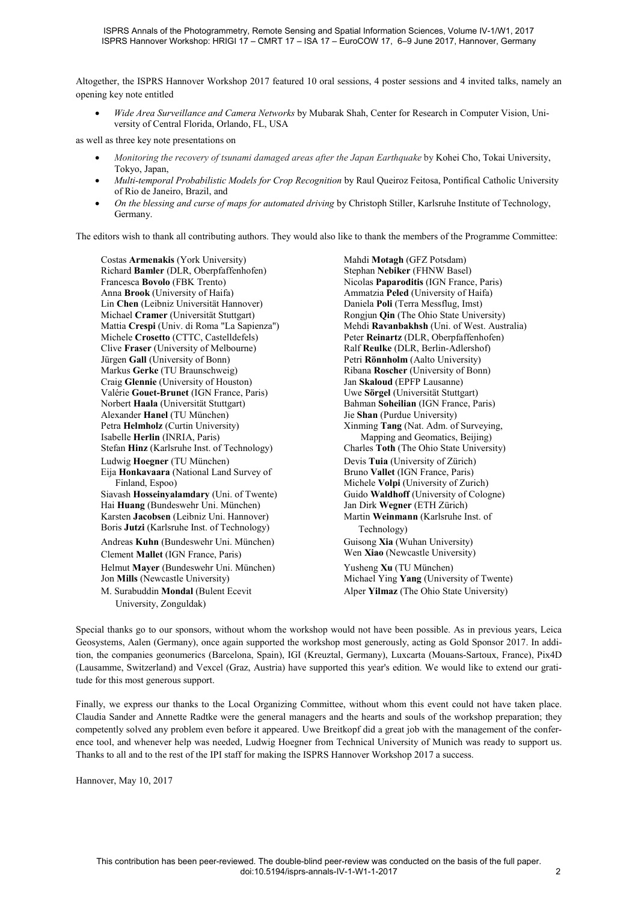Altogether, the ISPRS Hannover Workshop 2017 featured 10 oral sessions, 4 poster sessions and 4 invited talks, namely an opening key note entitled

- *Wide Area Surveillance and Camera Networks* by Mubarak Shah, Center for Research in Computer Vision, University of Central Florida, Orlando, FL, USA

as well as three key note presentations on

- *Monitoring the recovery of tsunami damaged areas after the Japan Earthquake* by Kohei Cho, Tokai University, Tokyo, Japan,
- *Multi-temporal Probabilistic Models for Crop Recognition* by Raul Queiroz Feitosa, Pontifical Catholic University of Rio de Janeiro, Brazil, and
- *On the blessing and curse of maps for automated driving* by Christoph Stiller, Karlsruhe Institute of Technology, Germany.

The editors wish to thank all contributing authors. They would also like to thank the members of the Programme Committee:

Costas **Armenakis** (York University)
Richard **Bamler** (DLR, Oberpfaffenhofen)
Francesca **Bovolo** (FBK Trento)
Anna **Brook** (University of Haifa)
Lin **Chen** (Leibniz Universität Hannover)
Michael **Cramer** (Universität Stuttgart)
Mattia **Crespi** (Univ. di Roma "La Sapienza")
Michele **Crosetto** (CTTC, Castelldefels)
Clive **Fraser** (University of Melbourne)
Jürgen **Gall** (University of Bonn)
Markus **Gerke** (TU Braunschweig)
Craig **Glennie** (University of Houston)
Valérie **Gouet-Brunet** (IGN France, Paris)
Norbert **Haala** (Universität Stuttgart)
Alexander **Hanel** (TU München)
Petra **Helmholz** (Curtin University)
Isabelle **Herlin** (INRIA, Paris)
Stefan **Hinz** (Karlsruhe Inst. of Technology)
Ludwig **Hoegner** (TU München)
Eija **Honkavaara** (National Land Survey of Finland, Espoo)
Siavash **Hosseinyalamdary** (Uni. of Twente)
Hai **Huang** (Bundeswehr Uni. München)
Karsten **Jacobsen** (Leibniz Uni. Hannover)
Boris **Jutzi** (Karlsruhe Inst. of Technology)
Andreas **Kuhn** (Bundeswehr Uni. München)
Clement **Mallet** (IGN France, Paris)
Helmut **Mayer** (Bundeswehr Uni. München)
Jon **Mills** (Newcastle University)
M. Surabuddin **Mondal** (Bulent Ecevit University, Zonguldak)
Mahdi **Motagh** (GFZ Potsdam)
Stephan **Nebiker** (FHNW Basel)
Nicolas **Paparoditis** (IGN France, Paris)
Ammatzia **Peled** (University of Haifa)
Daniela **Poli** (Terra Messflug, Imst)
Rongjun **Qin** (The Ohio State University)
Mehdi **Ravanbakhsh** (Uni. of West. Australia)
Peter **Reinartz** (DLR, Oberpfaffenhofen)
Ralf **Reulke** (DLR, Berlin-Adlershof)
Petri **Rönnholm** (Aalto University)
Ribana **Roscher** (University of Bonn)
Jan **Skaloud** (EPFP Lausanne)
Uwe **Sörgel** (Universität Stuttgart)
Bahman **Soheilian** (IGN France, Paris)
Jie **Shan** (Purdue University)
Xinming **Tang** (Nat. Adm. of Surveying, Mapping and Geomatics, Beijing)
Charles **Toth** (The Ohio State University)
Devis **Tuia** (University of Zürich)
Bruno **Vallet** (IGN France, Paris)
Michele **Volpi** (University of Zurich)
Guido **Waldhoff** (University of Cologne)
Jan Dirk **Wegner** (ETH Zürich)
Martin **Weinmann** (Karlsruhe Inst. of Technology)
Guisong **Xia** (Wuhan University)
Wen **Xiao** (Newcastle University)
Yusheng **Xu** (TU München)
Michael Ying **Yang** (University of Twente)
Alper **Yilmaz** (The Ohio State University)

Special thanks go to our sponsors, without whom the workshop would not have been possible. As in previous years, Leica Geosystems, Aalen (Germany), once again supported the workshop most generously, acting as Gold Sponsor 2017. In addition, the companies geonumerics (Barcelona, Spain), IGI (Kreuztal, Germany), Luxcarta (Mouans-Sartoux, France), Pix4D (Lausamme, Switzerland) and Vexcel (Graz, Austria) have supported this year's edition. We would like to extend our gratitude for this most generous support.

Finally, we express our thanks to the Local Organizing Committee, without whom this event could not have taken place. Claudia Sander and Annette Radtke were the general managers and the hearts and souls of the workshop preparation; they competently solved any problem even before it appeared. Uwe Breitkopf did a great job with the management of the conference tool, and whenever help was needed, Ludwig Hoegner from Technical University of Munich was ready to support us. Thanks to all and to the rest of the IPI staff for making the ISPRS Hannover Workshop 2017 a success.

Hannover, May 10, 2017